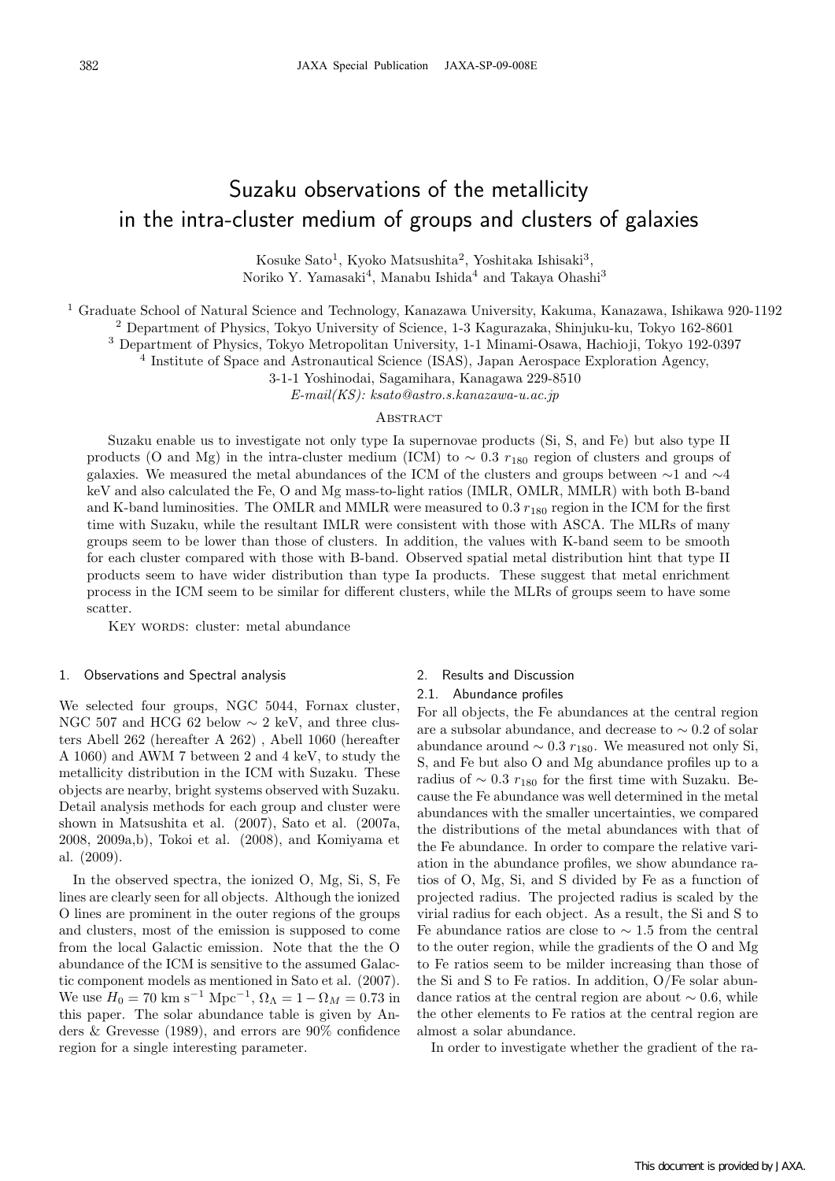# Suzaku observations of the metallicity in the intra-cluster medium of groups and clusters of galaxies

Kosuke Sato[1], Kyoko Matsushita[2], Yoshitaka Ishisaki[3], Noriko Y. Yamasaki[4], Manabu Ishida[4] and Takaya Ohashi[3]

[1] Graduate School of Natural Science and Technology, Kanazawa University, Kakuma, Kanazawa, Ishikawa 920-1192
[2] Department of Physics, Tokyo University of Science, 1-3 Kagurazaka, Shinjuku-ku, Tokyo 162-8601
[3] Department of Physics, Tokyo Metropolitan University, 1-1 Minami-Osawa, Hachioji, Tokyo 192-0397
[4] Institute of Space and Astronautical Science (ISAS), Japan Aerospace Exploration Agency, 3-1-1 Yoshinodai, Sagamihara, Kanagawa 229-8510
*E-mail(KS): ksato@astro.s.kanazawa-u.ac.jp*

## Abstract

Suzaku enable us to investigate not only type Ia supernovae products (Si, S, and Fe) but also type II products (O and Mg) in the intra-cluster medium (ICM) to $\sim 0.3\ r_{180}$ region of clusters and groups of galaxies. We measured the metal abundances of the ICM of the clusters and groups between $\sim$1 and $\sim$4 keV and also calculated the Fe, O and Mg mass-to-light ratios (IMLR, OMLR, MMLR) with both B-band and K-band luminosities. The OMLR and MMLR were measured to $0.3\ r_{180}$ region in the ICM for the first time with Suzaku, while the resultant IMLR were consistent with those with ASCA. The MLRs of many groups seem to be lower than those of clusters. In addition, the values with K-band seem to be smooth for each cluster compared with those with B-band. Observed spatial metal distribution hint that type II products seem to have wider distribution than type Ia products. These suggest that metal enrichment process in the ICM seem to be similar for different clusters, while the MLRs of groups seem to have some scatter.

Key words: cluster: metal abundance

## 1. Observations and Spectral analysis

We selected four groups, NGC 5044, Fornax cluster, NGC 507 and HCG 62 below $\sim$ 2 keV, and three clusters Abell 262 (hereafter A 262) , Abell 1060 (hereafter A 1060) and AWM 7 between 2 and 4 keV, to study the metallicity distribution in the ICM with Suzaku. These objects are nearby, bright systems observed with Suzaku. Detail analysis methods for each group and cluster were shown in Matsushita et al. (2007), Sato et al. (2007a, 2008, 2009a,b), Tokoi et al. (2008), and Komiyama et al. (2009).

In the observed spectra, the ionized O, Mg, Si, S, Fe lines are clearly seen for all objects. Although the ionized O lines are prominent in the outer regions of the groups and clusters, most of the emission is supposed to come from the local Galactic emission. Note that the the O abundance of the ICM is sensitive to the assumed Galactic component models as mentioned in Sato et al. (2007). We use $H_0 = 70$ km s$^{-1}$ Mpc$^{-1}$, $\Omega_\Lambda = 1 - \Omega_M = 0.73$ in this paper. The solar abundance table is given by Anders & Grevesse (1989), and errors are 90% confidence region for a single interesting parameter.

## 2. Results and Discussion

### 2.1. Abundance profiles

For all objects, the Fe abundances at the central region are a subsolar abundance, and decrease to $\sim 0.2$ of solar abundance around $\sim 0.3\ r_{180}$. We measured not only Si, S, and Fe but also O and Mg abundance profiles up to a radius of $\sim 0.3\ r_{180}$ for the first time with Suzaku. Because the Fe abundance was well determined in the metal abundances with the smaller uncertainties, we compared the distributions of the metal abundances with that of the Fe abundance. In order to compare the relative variation in the abundance profiles, we show abundance ratios of O, Mg, Si, and S divided by Fe as a function of projected radius. The projected radius is scaled by the virial radius for each object. As a result, the Si and S to Fe abundance ratios are close to $\sim 1.5$ from the central to the outer region, while the gradients of the O and Mg to Fe ratios seem to be milder increasing than those of the Si and S to Fe ratios. In addition, O/Fe solar abundance ratios at the central region are about $\sim 0.6$, while the other elements to Fe ratios at the central region are almost a solar abundance.

In order to investigate whether the gradient of the ra-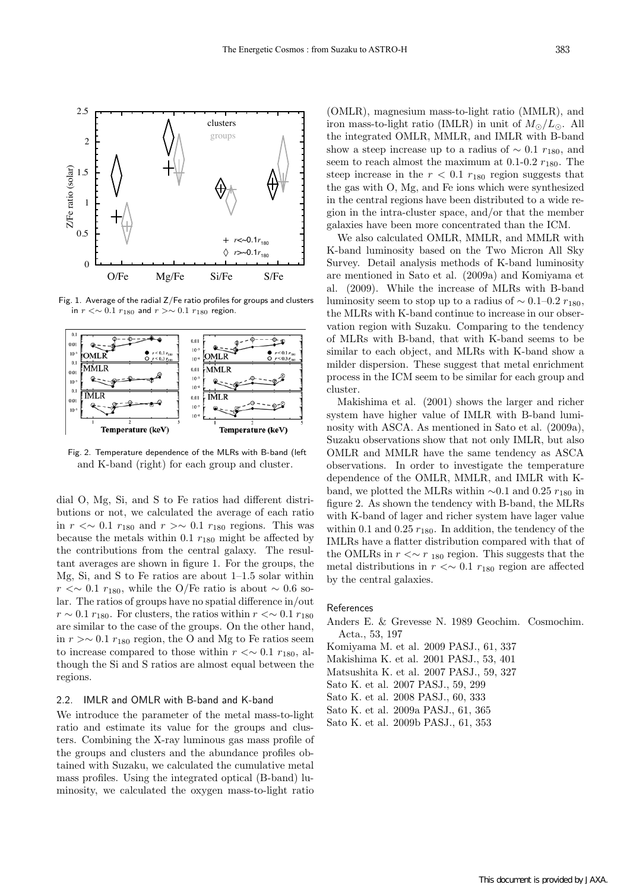2.5

clusters

groups

2

1.5

1

0.5

0

Z/Fe ratio (solar)

+ $r$<~0.1$r_{180}$

◇ $r$>~0.1$r_{180}$

O/Fe Mg/Fe Si/Fe S/Fe

Fig. 1. Average of the radial Z/Fe ratio profiles for groups and clusters in $r <\sim 0.1\ r_{180}$ and $r >\sim 0.1\ r_{180}$ region.

OMLR

MMLR

IMLR

● $r < 0.1\ r_{180}$

○ $r < 0.3\ r_{180}$

Temperature (keV)

Temperature (keV)

Fig. 2. Temperature dependence of the MLRs with B-band (left and K-band (right) for each group and cluster.

dial O, Mg, Si, and S to Fe ratios had different distributions or not, we calculated the average of each ratio in $r <\sim 0.1\ r_{180}$ and $r >\sim 0.1\ r_{180}$ regions. This was because the metals within $0.1\ r_{180}$ might be affected by the contributions from the central galaxy. The resultant averages are shown in figure 1. For the groups, the Mg, Si, and S to Fe ratios are about 1–1.5 solar within $r <\sim 0.1\ r_{180}$, while the O/Fe ratio is about $\sim 0.6$ solar. The ratios of groups have no spatial difference in/out $r \sim 0.1\ r_{180}$. For clusters, the ratios within $r <\sim 0.1\ r_{180}$ are similar to the case of the groups. On the other hand, in $r >\sim 0.1\ r_{180}$ region, the O and Mg to Fe ratios seem to increase compared to those within $r <\sim 0.1\ r_{180}$, although the Si and S ratios are almost equal between the regions.

### 2.2. IMLR and OMLR with B-band and K-band

We introduce the parameter of the metal mass-to-light ratio and estimate its value for the groups and clusters. Combining the X-ray luminous gas mass profile of the groups and clusters and the abundance profiles obtained with Suzaku, we calculated the cumulative metal mass profiles. Using the integrated optical (B-band) luminosity, we calculated the oxygen mass-to-light ratio (OMLR), magnesium mass-to-light ratio (MMLR), and iron mass-to-light ratio (IMLR) in unit of $M_\odot/L_\odot$. All the integrated OMLR, MMLR, and IMLR with B-band show a steep increase up to a radius of $\sim 0.1\ r_{180}$, and seem to reach almost the maximum at 0.1-0.2 $r_{180}$. The steep increase in the $r < 0.1\ r_{180}$ region suggests that the gas with O, Mg, and Fe ions which were synthesized in the central regions have been distributed to a wide region in the intra-cluster space, and/or that the member galaxies have been more concentrated than the ICM.

We also calculated OMLR, MMLR, and MMLR with K-band luminosity based on the Two Micron All Sky Survey. Detail analysis methods of K-band luminosity are mentioned in Sato et al. (2009a) and Komiyama et al. (2009). While the increase of MLRs with B-band luminosity seem to stop up to a radius of $\sim 0.1$–$0.2\ r_{180}$, the MLRs with K-band continue to increase in our observation region with Suzaku. Comparing to the tendency of MLRs with B-band, that with K-band seems to be similar to each object, and MLRs with K-band show a milder dispersion. These suggest that metal enrichment process in the ICM seem to be similar for each group and cluster.

Makishima et al. (2001) shows the larger and richer system have higher value of IMLR with B-band luminosity with ASCA. As mentioned in Sato et al. (2009a), Suzaku observations show that not only IMLR, but also OMLR and MMLR have the same tendency as ASCA observations. In order to investigate the temperature dependence of the OMLR, MMLR, and IMLR with K-band, we plotted the MLRs within $\sim$0.1 and 0.25 $r_{180}$ in figure 2. As shown the tendency with B-band, the MLRs with K-band of lager and richer system have lager value within 0.1 and 0.25 $r_{180}$. In addition, the tendency of the IMLRs have a flatter distribution compared with that of the OMLRs in $r <\sim r_{180}$ region. This suggests that the metal distributions in $r <\sim 0.1\ r_{180}$ region are affected by the central galaxies.

### References

Anders E. & Grevesse N. 1989 Geochim. Cosmochim. Acta., 53, 197

Komiyama M. et al. 2009 PASJ., 61, 337

Makishima K. et al. 2001 PASJ., 53, 401

Matsushita K. et al. 2007 PASJ., 59, 327

Sato K. et al. 2007 PASJ., 59, 299

Sato K. et al. 2008 PASJ., 60, 333

Sato K. et al. 2009a PASJ., 61, 365

Sato K. et al. 2009b PASJ., 61, 353